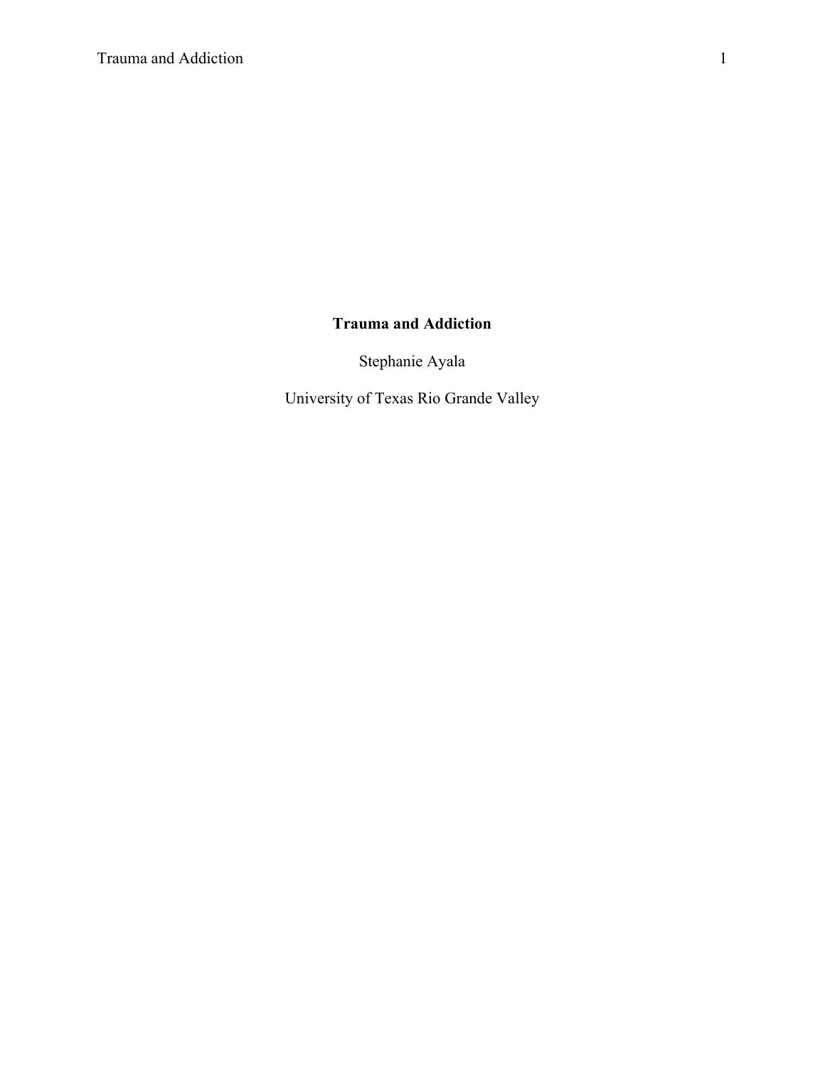# Trauma and Addiction

Stephanie Ayala

University of Texas Rio Grande Valley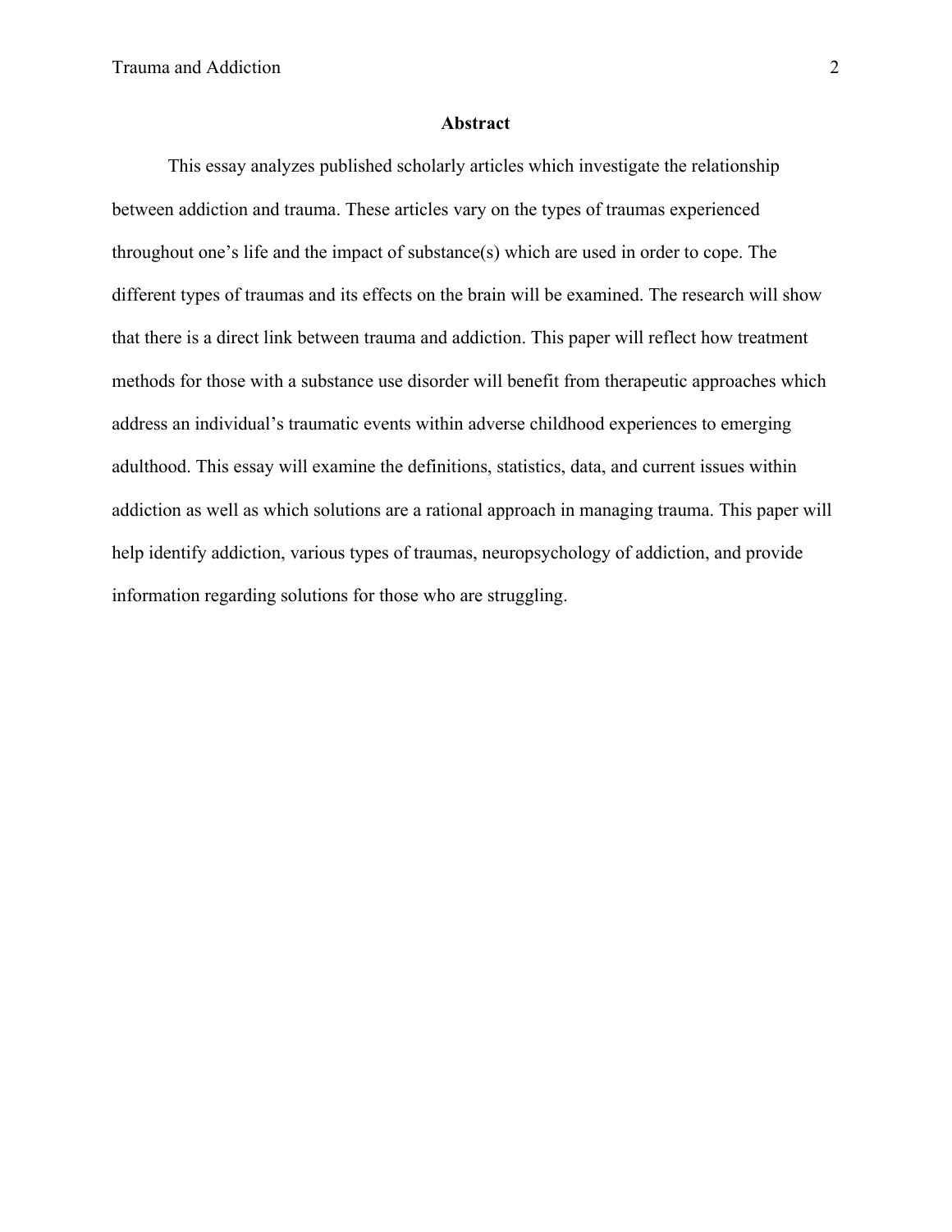## Abstract

This essay analyzes published scholarly articles which investigate the relationship between addiction and trauma. These articles vary on the types of traumas experienced throughout one's life and the impact of substance(s) which are used in order to cope. The different types of traumas and its effects on the brain will be examined. The research will show that there is a direct link between trauma and addiction. This paper will reflect how treatment methods for those with a substance use disorder will benefit from therapeutic approaches which address an individual's traumatic events within adverse childhood experiences to emerging adulthood. This essay will examine the definitions, statistics, data, and current issues within addiction as well as which solutions are a rational approach in managing trauma. This paper will help identify addiction, various types of traumas, neuropsychology of addiction, and provide information regarding solutions for those who are struggling.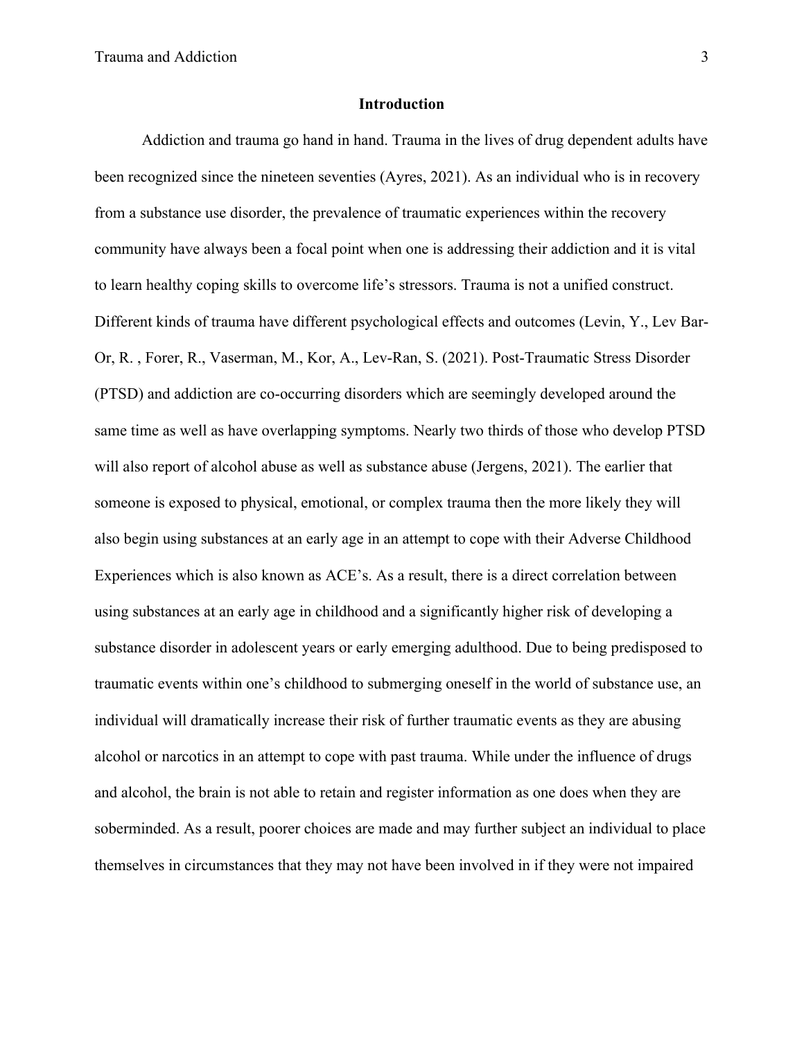## Introduction

Addiction and trauma go hand in hand. Trauma in the lives of drug dependent adults have been recognized since the nineteen seventies (Ayres, 2021). As an individual who is in recovery from a substance use disorder, the prevalence of traumatic experiences within the recovery community have always been a focal point when one is addressing their addiction and it is vital to learn healthy coping skills to overcome life's stressors. Trauma is not a unified construct. Different kinds of trauma have different psychological effects and outcomes (Levin, Y., Lev Bar-Or, R. , Forer, R., Vaserman, M., Kor, A., Lev-Ran, S. (2021). Post-Traumatic Stress Disorder (PTSD) and addiction are co-occurring disorders which are seemingly developed around the same time as well as have overlapping symptoms. Nearly two thirds of those who develop PTSD will also report of alcohol abuse as well as substance abuse (Jergens, 2021). The earlier that someone is exposed to physical, emotional, or complex trauma then the more likely they will also begin using substances at an early age in an attempt to cope with their Adverse Childhood Experiences which is also known as ACE's. As a result, there is a direct correlation between using substances at an early age in childhood and a significantly higher risk of developing a substance disorder in adolescent years or early emerging adulthood. Due to being predisposed to traumatic events within one's childhood to submerging oneself in the world of substance use, an individual will dramatically increase their risk of further traumatic events as they are abusing alcohol or narcotics in an attempt to cope with past trauma. While under the influence of drugs and alcohol, the brain is not able to retain and register information as one does when they are soberminded. As a result, poorer choices are made and may further subject an individual to place themselves in circumstances that they may not have been involved in if they were not impaired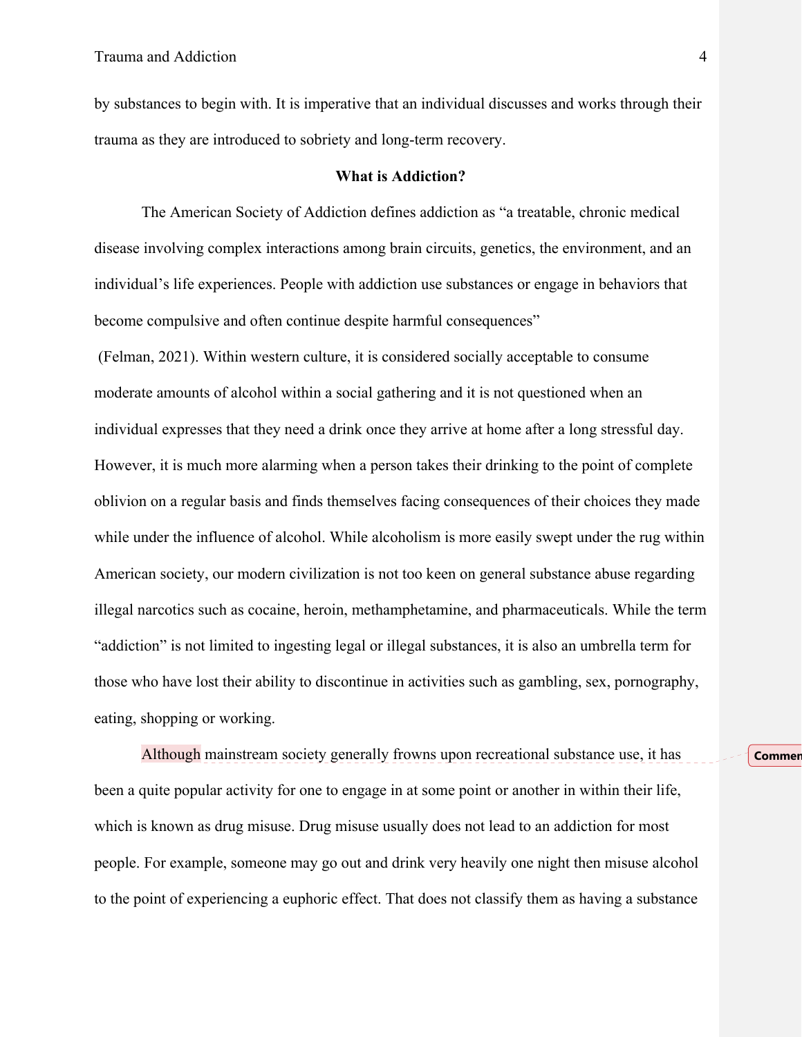by substances to begin with. It is imperative that an individual discusses and works through their trauma as they are introduced to sobriety and long-term recovery.

## What is Addiction?

The American Society of Addiction defines addiction as "a treatable, chronic medical disease involving complex interactions among brain circuits, genetics, the environment, and an individual's life experiences. People with addiction use substances or engage in behaviors that become compulsive and often continue despite harmful consequences" (Felman, 2021). Within western culture, it is considered socially acceptable to consume moderate amounts of alcohol within a social gathering and it is not questioned when an individual expresses that they need a drink once they arrive at home after a long stressful day. However, it is much more alarming when a person takes their drinking to the point of complete oblivion on a regular basis and finds themselves facing consequences of their choices they made while under the influence of alcohol. While alcoholism is more easily swept under the rug within American society, our modern civilization is not too keen on general substance abuse regarding illegal narcotics such as cocaine, heroin, methamphetamine, and pharmaceuticals. While the term "addiction" is not limited to ingesting legal or illegal substances, it is also an umbrella term for those who have lost their ability to discontinue in activities such as gambling, sex, pornography, eating, shopping or working.

Although mainstream society generally frowns upon recreational substance use, it has been a quite popular activity for one to engage in at some point or another in within their life, which is known as drug misuse. Drug misuse usually does not lead to an addiction for most people. For example, someone may go out and drink very heavily one night then misuse alcohol to the point of experiencing a euphoric effect. That does not classify them as having a substance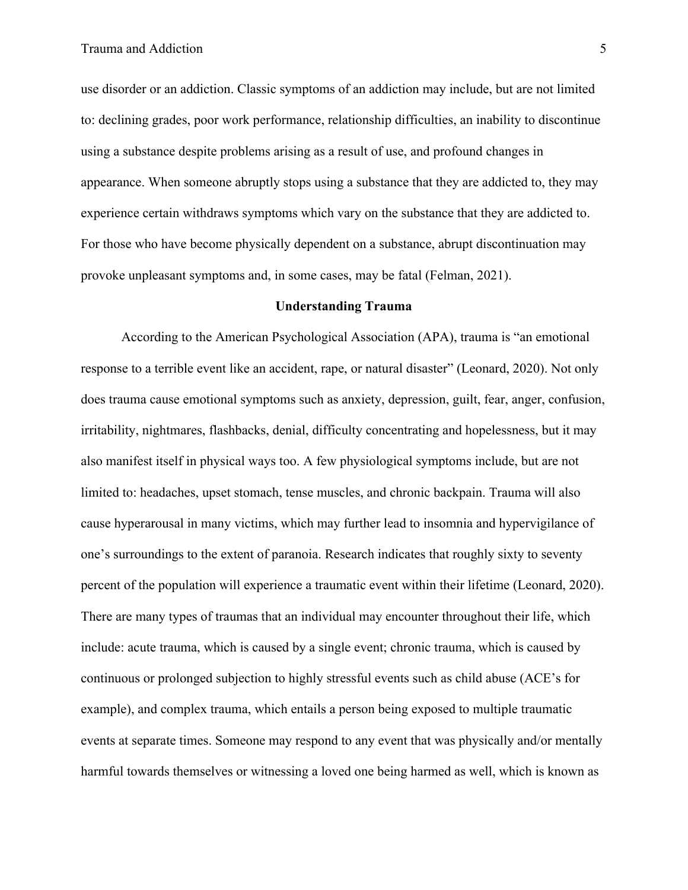use disorder or an addiction. Classic symptoms of an addiction may include, but are not limited to: declining grades, poor work performance, relationship difficulties, an inability to discontinue using a substance despite problems arising as a result of use, and profound changes in appearance. When someone abruptly stops using a substance that they are addicted to, they may experience certain withdraws symptoms which vary on the substance that they are addicted to. For those who have become physically dependent on a substance, abrupt discontinuation may provoke unpleasant symptoms and, in some cases, may be fatal (Felman, 2021).

## Understanding Trauma

According to the American Psychological Association (APA), trauma is "an emotional response to a terrible event like an accident, rape, or natural disaster" (Leonard, 2020). Not only does trauma cause emotional symptoms such as anxiety, depression, guilt, fear, anger, confusion, irritability, nightmares, flashbacks, denial, difficulty concentrating and hopelessness, but it may also manifest itself in physical ways too. A few physiological symptoms include, but are not limited to: headaches, upset stomach, tense muscles, and chronic backpain. Trauma will also cause hyperarousal in many victims, which may further lead to insomnia and hypervigilance of one's surroundings to the extent of paranoia. Research indicates that roughly sixty to seventy percent of the population will experience a traumatic event within their lifetime (Leonard, 2020). There are many types of traumas that an individual may encounter throughout their life, which include: acute trauma, which is caused by a single event; chronic trauma, which is caused by continuous or prolonged subjection to highly stressful events such as child abuse (ACE's for example), and complex trauma, which entails a person being exposed to multiple traumatic events at separate times. Someone may respond to any event that was physically and/or mentally harmful towards themselves or witnessing a loved one being harmed as well, which is known as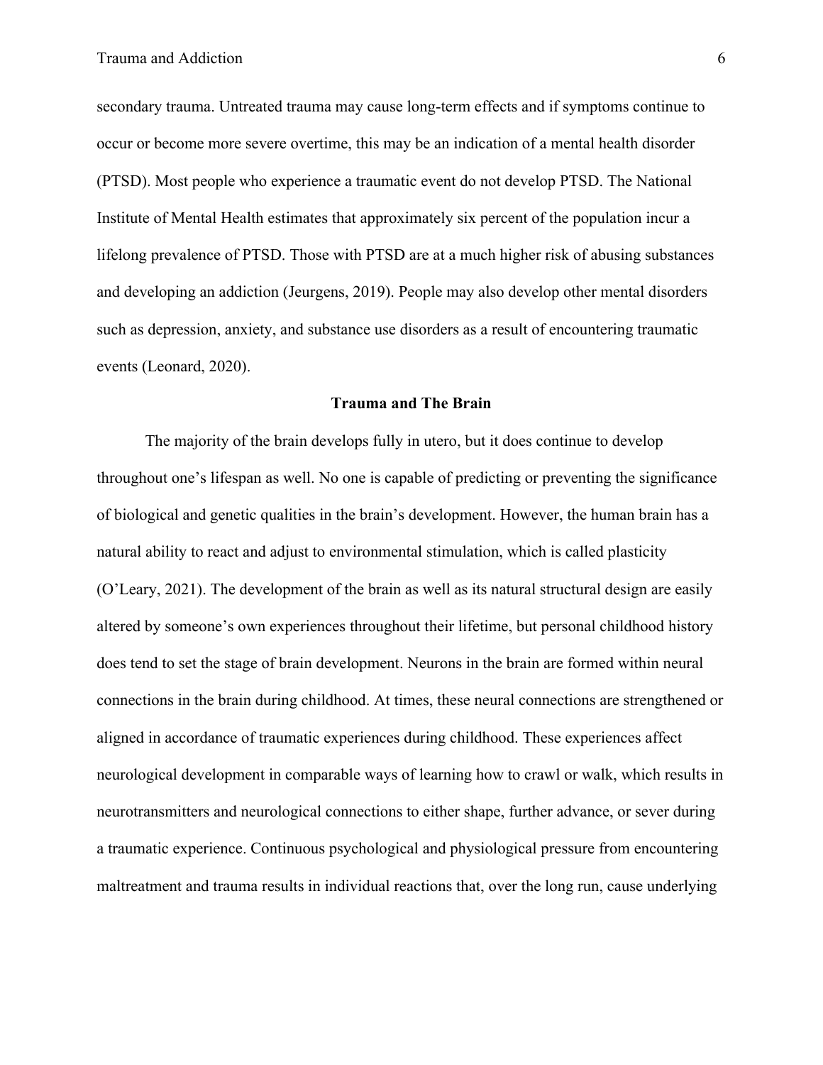secondary trauma. Untreated trauma may cause long-term effects and if symptoms continue to occur or become more severe overtime, this may be an indication of a mental health disorder (PTSD). Most people who experience a traumatic event do not develop PTSD. The National Institute of Mental Health estimates that approximately six percent of the population incur a lifelong prevalence of PTSD. Those with PTSD are at a much higher risk of abusing substances and developing an addiction (Jeurgens, 2019). People may also develop other mental disorders such as depression, anxiety, and substance use disorders as a result of encountering traumatic events (Leonard, 2020).

## Trauma and The Brain

The majority of the brain develops fully in utero, but it does continue to develop throughout one's lifespan as well. No one is capable of predicting or preventing the significance of biological and genetic qualities in the brain's development. However, the human brain has a natural ability to react and adjust to environmental stimulation, which is called plasticity (O'Leary, 2021). The development of the brain as well as its natural structural design are easily altered by someone's own experiences throughout their lifetime, but personal childhood history does tend to set the stage of brain development. Neurons in the brain are formed within neural connections in the brain during childhood. At times, these neural connections are strengthened or aligned in accordance of traumatic experiences during childhood. These experiences affect neurological development in comparable ways of learning how to crawl or walk, which results in neurotransmitters and neurological connections to either shape, further advance, or sever during a traumatic experience. Continuous psychological and physiological pressure from encountering maltreatment and trauma results in individual reactions that, over the long run, cause underlying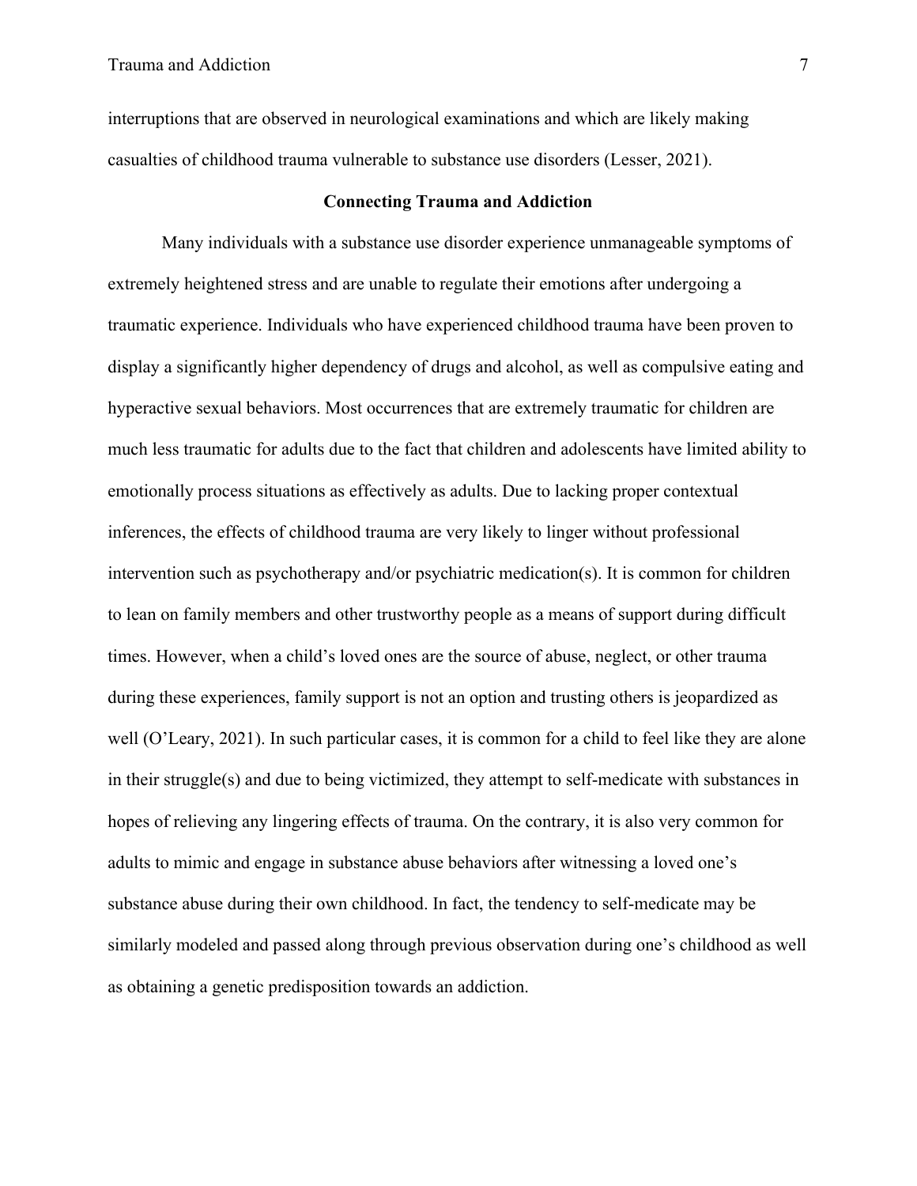interruptions that are observed in neurological examinations and which are likely making casualties of childhood trauma vulnerable to substance use disorders (Lesser, 2021).

## Connecting Trauma and Addiction

Many individuals with a substance use disorder experience unmanageable symptoms of extremely heightened stress and are unable to regulate their emotions after undergoing a traumatic experience. Individuals who have experienced childhood trauma have been proven to display a significantly higher dependency of drugs and alcohol, as well as compulsive eating and hyperactive sexual behaviors. Most occurrences that are extremely traumatic for children are much less traumatic for adults due to the fact that children and adolescents have limited ability to emotionally process situations as effectively as adults. Due to lacking proper contextual inferences, the effects of childhood trauma are very likely to linger without professional intervention such as psychotherapy and/or psychiatric medication(s). It is common for children to lean on family members and other trustworthy people as a means of support during difficult times. However, when a child's loved ones are the source of abuse, neglect, or other trauma during these experiences, family support is not an option and trusting others is jeopardized as well (O'Leary, 2021). In such particular cases, it is common for a child to feel like they are alone in their struggle(s) and due to being victimized, they attempt to self-medicate with substances in hopes of relieving any lingering effects of trauma. On the contrary, it is also very common for adults to mimic and engage in substance abuse behaviors after witnessing a loved one's substance abuse during their own childhood. In fact, the tendency to self-medicate may be similarly modeled and passed along through previous observation during one's childhood as well as obtaining a genetic predisposition towards an addiction.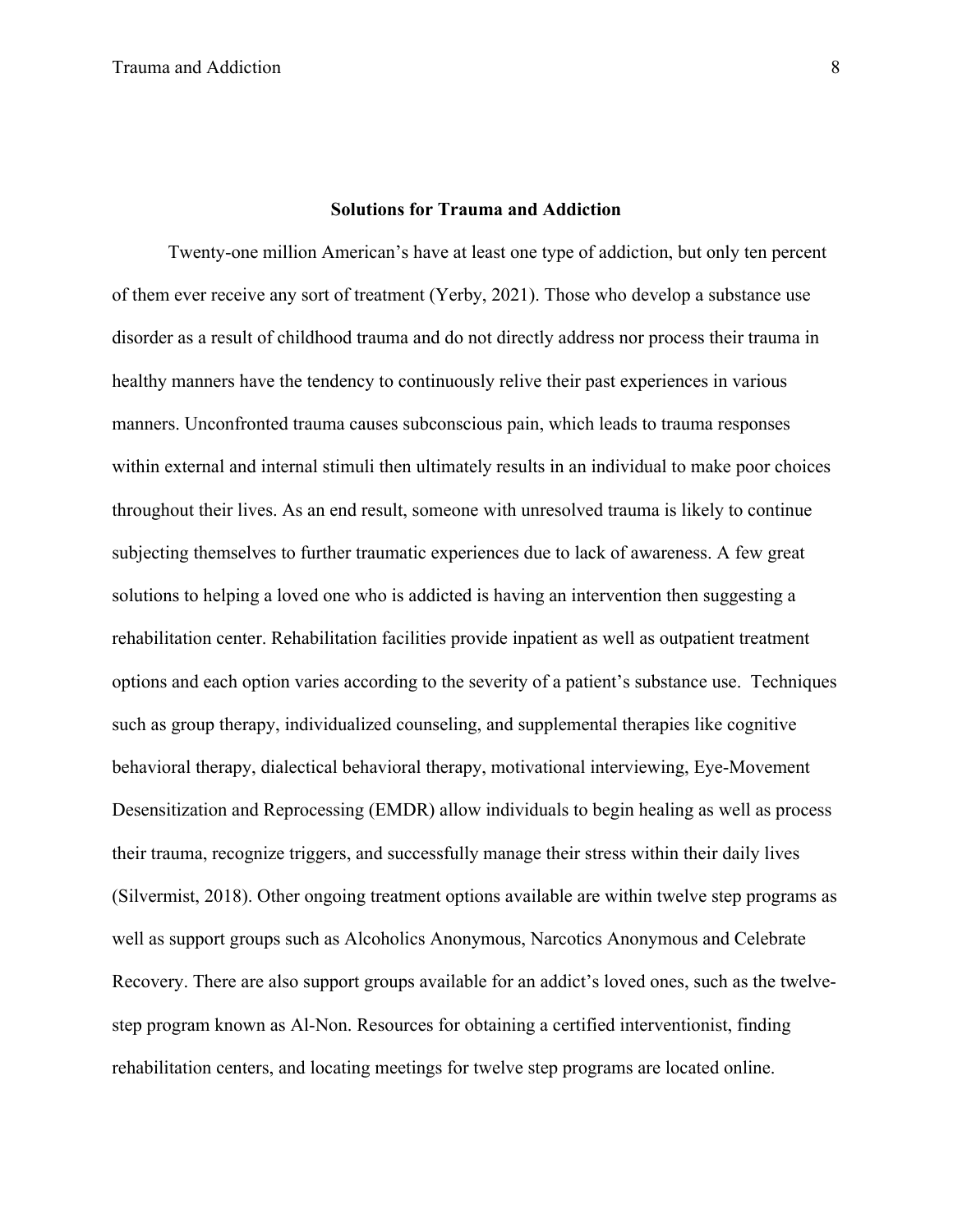## Solutions for Trauma and Addiction

Twenty-one million American's have at least one type of addiction, but only ten percent of them ever receive any sort of treatment (Yerby, 2021). Those who develop a substance use disorder as a result of childhood trauma and do not directly address nor process their trauma in healthy manners have the tendency to continuously relive their past experiences in various manners. Unconfronted trauma causes subconscious pain, which leads to trauma responses within external and internal stimuli then ultimately results in an individual to make poor choices throughout their lives. As an end result, someone with unresolved trauma is likely to continue subjecting themselves to further traumatic experiences due to lack of awareness. A few great solutions to helping a loved one who is addicted is having an intervention then suggesting a rehabilitation center. Rehabilitation facilities provide inpatient as well as outpatient treatment options and each option varies according to the severity of a patient's substance use. Techniques such as group therapy, individualized counseling, and supplemental therapies like cognitive behavioral therapy, dialectical behavioral therapy, motivational interviewing, Eye-Movement Desensitization and Reprocessing (EMDR) allow individuals to begin healing as well as process their trauma, recognize triggers, and successfully manage their stress within their daily lives (Silvermist, 2018). Other ongoing treatment options available are within twelve step programs as well as support groups such as Alcoholics Anonymous, Narcotics Anonymous and Celebrate Recovery. There are also support groups available for an addict's loved ones, such as the twelve-step program known as Al-Non. Resources for obtaining a certified interventionist, finding rehabilitation centers, and locating meetings for twelve step programs are located online.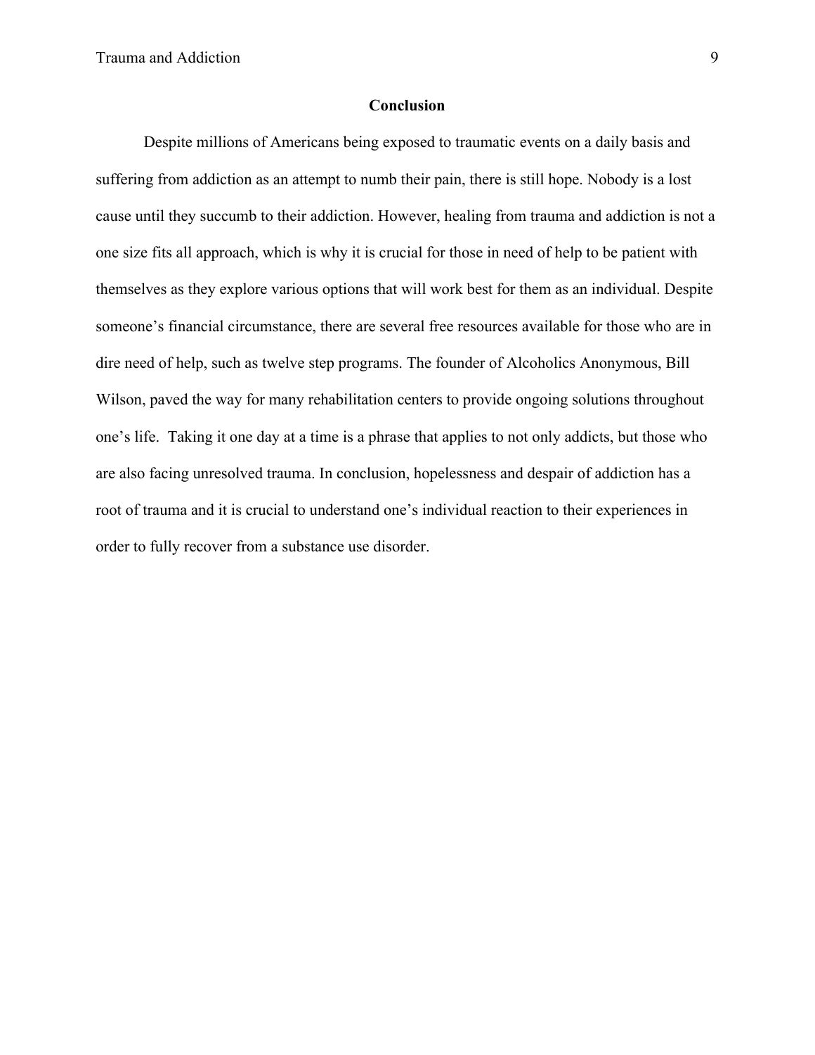## Conclusion

Despite millions of Americans being exposed to traumatic events on a daily basis and suffering from addiction as an attempt to numb their pain, there is still hope. Nobody is a lost cause until they succumb to their addiction. However, healing from trauma and addiction is not a one size fits all approach, which is why it is crucial for those in need of help to be patient with themselves as they explore various options that will work best for them as an individual. Despite someone's financial circumstance, there are several free resources available for those who are in dire need of help, such as twelve step programs. The founder of Alcoholics Anonymous, Bill Wilson, paved the way for many rehabilitation centers to provide ongoing solutions throughout one's life. Taking it one day at a time is a phrase that applies to not only addicts, but those who are also facing unresolved trauma. In conclusion, hopelessness and despair of addiction has a root of trauma and it is crucial to understand one's individual reaction to their experiences in order to fully recover from a substance use disorder.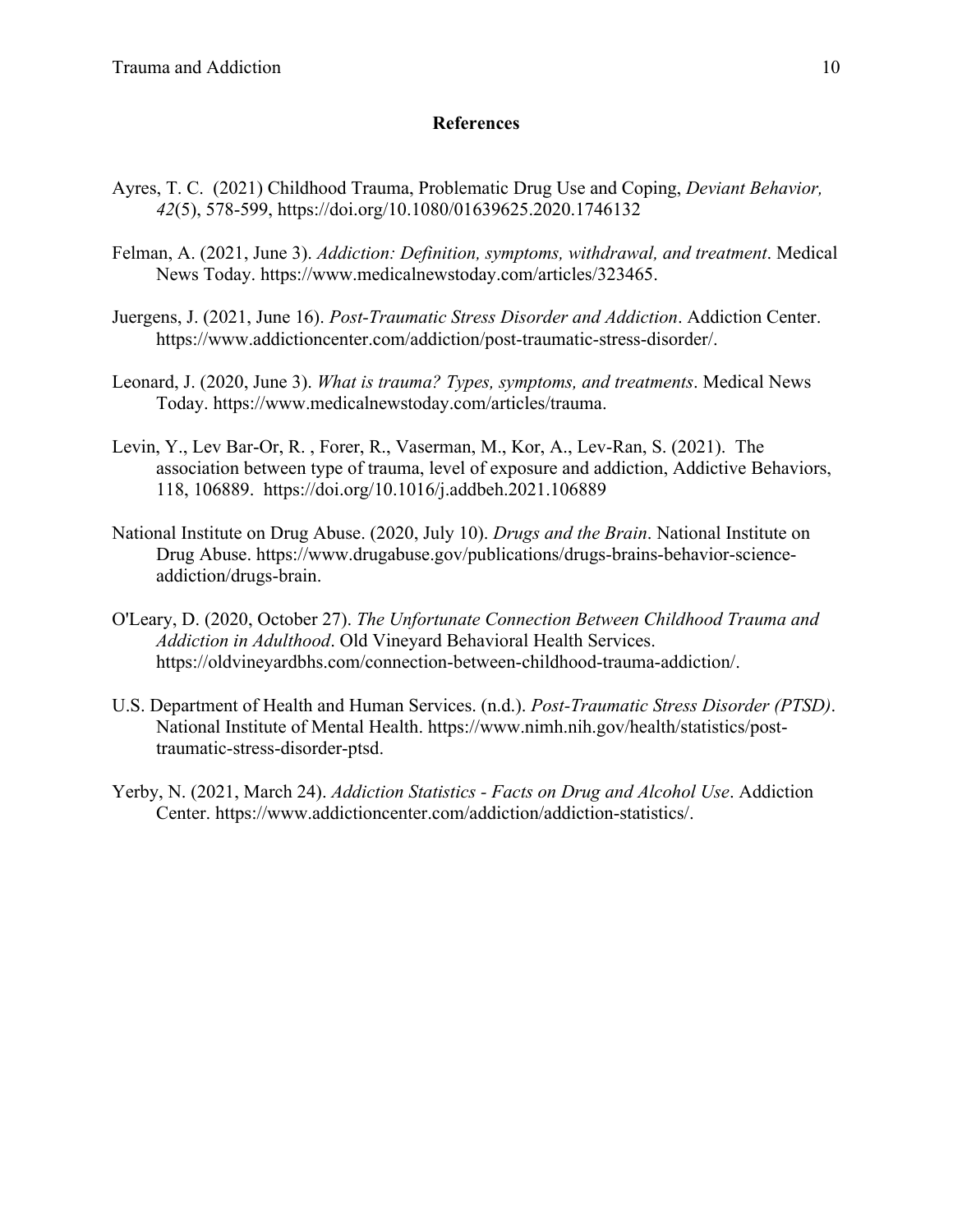**References**

Ayres, T. C.  (2021) Childhood Trauma, Problematic Drug Use and Coping, *Deviant Behavior, 42*(5), 578-599, https://doi.org/10.1080/01639625.2020.1746132

Felman, A. (2021, June 3). *Addiction: Definition, symptoms, withdrawal, and treatment*. Medical News Today. https://www.medicalnewstoday.com/articles/323465.

Juergens, J. (2021, June 16). *Post-Traumatic Stress Disorder and Addiction*. Addiction Center. https://www.addictioncenter.com/addiction/post-traumatic-stress-disorder/.

Leonard, J. (2020, June 3). *What is trauma? Types, symptoms, and treatments*. Medical News Today. https://www.medicalnewstoday.com/articles/trauma.

Levin, Y., Lev Bar-Or, R. , Forer, R., Vaserman, M., Kor, A., Lev-Ran, S. (2021).  The association between type of trauma, level of exposure and addiction, Addictive Behaviors, 118, 106889.  https://doi.org/10.1016/j.addbeh.2021.106889

National Institute on Drug Abuse. (2020, July 10). *Drugs and the Brain*. National Institute on Drug Abuse. https://www.drugabuse.gov/publications/drugs-brains-behavior-science-addiction/drugs-brain.

O'Leary, D. (2020, October 27). *The Unfortunate Connection Between Childhood Trauma and Addiction in Adulthood*. Old Vineyard Behavioral Health Services. https://oldvineyardbhs.com/connection-between-childhood-trauma-addiction/.

U.S. Department of Health and Human Services. (n.d.). *Post-Traumatic Stress Disorder (PTSD)*. National Institute of Mental Health. https://www.nimh.nih.gov/health/statistics/post-traumatic-stress-disorder-ptsd.

Yerby, N. (2021, March 24). *Addiction Statistics - Facts on Drug and Alcohol Use*. Addiction Center. https://www.addictioncenter.com/addiction/addiction-statistics/.